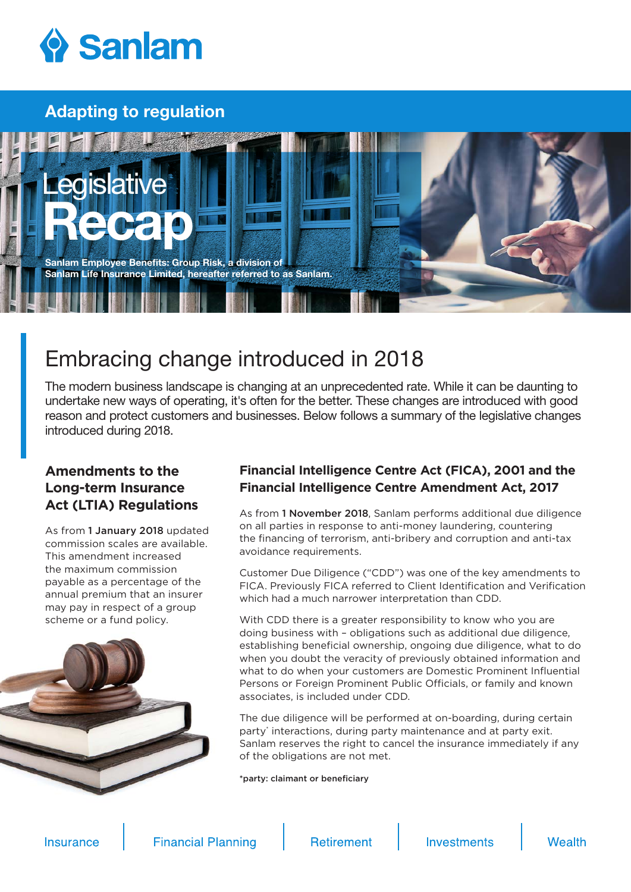Sanlam

## Adapting to regulation

# Legislative Recap

**Sanlam Employee Benefits: Group Risk, a division of Sanlam Life Insurance Limited, hereafter referred to as Sanlam.**

## Embracing change introduced in 2018

The modern business landscape is changing at an unprecedented rate. While it can be daunting to undertake new ways of operating, it's often for the better. These changes are introduced with good reason and protect customers and businesses. Below follows a summary of the legislative changes introduced during 2018.

### Amendments to the Long-term Insurance Act (LTIA) Regulations

As from **1 January 2018** updated commission scales are available. This amendment increased the maximum commission payable as a percentage of the annual premium that an insurer may pay in respect of a group scheme or a fund policy.

### Financial Intelligence Centre Act (FICA), 2001 and the Financial Intelligence Centre Amendment Act, 2017

As from **1 November 2018**, Sanlam performs additional due diligence on all parties in response to anti-money laundering, countering the financing of terrorism, anti-bribery and corruption and anti-tax avoidance requirements.

Customer Due Diligence ("CDD") was one of the key amendments to FICA. Previously FICA referred to Client Identification and Verification which had a much narrower interpretation than CDD.

With CDD there is a greater responsibility to know who you are doing business with – obligations such as additional due diligence, establishing beneficial ownership, ongoing due diligence, what to do when you doubt the veracity of previously obtained information and what to do when your customers are Domestic Prominent Influential Persons or Foreign Prominent Public Officials, or family and known associates, is included under CDD.

The due diligence will be performed at on-boarding, during certain party* interactions, during party maintenance and at party exit. Sanlam reserves the right to cancel the insurance immediately if any of the obligations are not met.

*party: claimant or beneficiary

Insurance | Financial Planning | Retirement | Investments | Wealth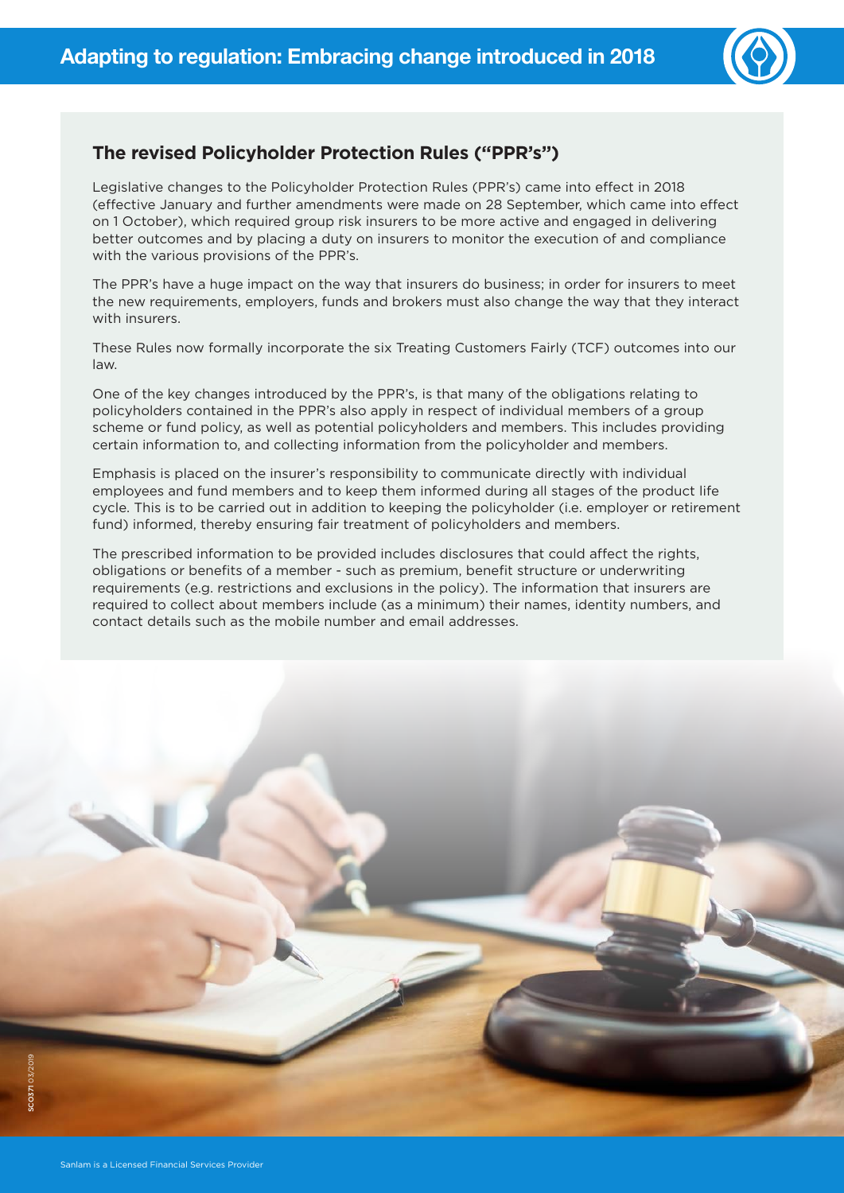# Adapting to regulation: Embracing change introduced in 2018

## The revised Policyholder Protection Rules ("PPR's")

Legislative changes to the Policyholder Protection Rules (PPR's) came into effect in 2018 (effective January and further amendments were made on 28 September, which came into effect on 1 October), which required group risk insurers to be more active and engaged in delivering better outcomes and by placing a duty on insurers to monitor the execution of and compliance with the various provisions of the PPR's.

The PPR's have a huge impact on the way that insurers do business; in order for insurers to meet the new requirements, employers, funds and brokers must also change the way that they interact with insurers.

These Rules now formally incorporate the six Treating Customers Fairly (TCF) outcomes into our law.

One of the key changes introduced by the PPR's, is that many of the obligations relating to policyholders contained in the PPR's also apply in respect of individual members of a group scheme or fund policy, as well as potential policyholders and members. This includes providing certain information to, and collecting information from the policyholder and members.

Emphasis is placed on the insurer's responsibility to communicate directly with individual employees and fund members and to keep them informed during all stages of the product life cycle. This is to be carried out in addition to keeping the policyholder (i.e. employer or retirement fund) informed, thereby ensuring fair treatment of policyholders and members.

The prescribed information to be provided includes disclosures that could affect the rights, obligations or benefits of a member - such as premium, benefit structure or underwriting requirements (e.g. restrictions and exclusions in the policy). The information that insurers are required to collect about members include (as a minimum) their names, identity numbers, and contact details such as the mobile number and email addresses.

SC0371 03/2019

Sanlam is a Licensed Financial Services Provider